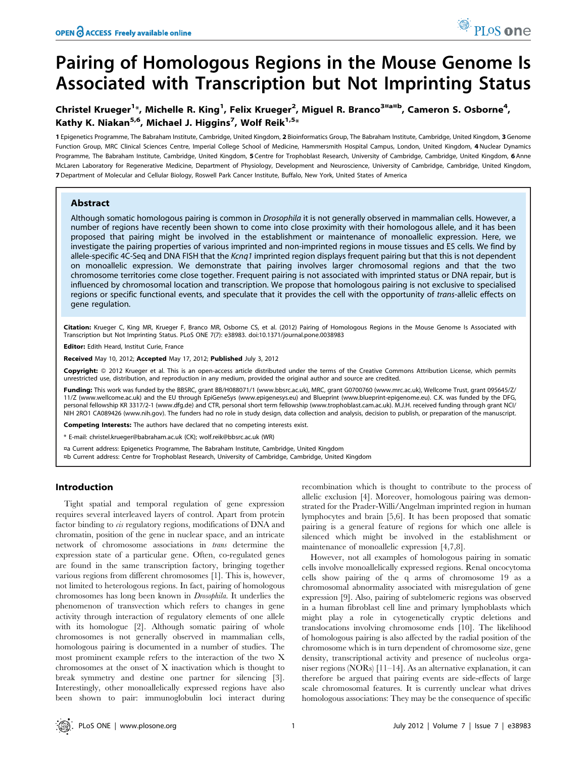# Pairing of Homologous Regions in the Mouse Genome Is Associated with Transcription but Not Imprinting Status

**Christel Krueger[1]\*, Michelle R. King[1], Felix Krueger[2], Miguel R. Branco[3¤a¤b], Cameron S. Osborne[4], Kathy K. Niakan[5,6], Michael J. Higgins[7], Wolf Reik[1,5]\***

**1** Epigenetics Programme, The Babraham Institute, Cambridge, United Kingdom, **2** Bioinformatics Group, The Babraham Institute, Cambridge, United Kingdom, **3** Genome Function Group, MRC Clinical Sciences Centre, Imperial College School of Medicine, Hammersmith Hospital Campus, London, United Kingdom, **4** Nuclear Dynamics Programme, The Babraham Institute, Cambridge, United Kingdom, **5** Centre for Trophoblast Research, University of Cambridge, Cambridge, United Kingdom, **6** Anne McLaren Laboratory for Regenerative Medicine, Department of Physiology, Development and Neuroscience, University of Cambridge, Cambridge, United Kingdom, **7** Department of Molecular and Cellular Biology, Roswell Park Cancer Institute, Buffalo, New York, United States of America

## Abstract

Although somatic homologous pairing is common in *Drosophila* it is not generally observed in mammalian cells. However, a number of regions have recently been shown to come into close proximity with their homologous allele, and it has been proposed that pairing might be involved in the establishment or maintenance of monoallelic expression. Here, we investigate the pairing properties of various imprinted and non-imprinted regions in mouse tissues and ES cells. We find by allele-specific 4C-Seq and DNA FISH that the *Kcnq1* imprinted region displays frequent pairing but that this is not dependent on monoallelic expression. We demonstrate that pairing involves larger chromosomal regions and that the two chromosome territories come close together. Frequent pairing is not associated with imprinted status or DNA repair, but is influenced by chromosomal location and transcription. We propose that homologous pairing is not exclusive to specialised regions or specific functional events, and speculate that it provides the cell with the opportunity of *trans*-allelic effects on gene regulation.

**Citation:** Krueger C, King MR, Krueger F, Branco MR, Osborne CS, et al. (2012) Pairing of Homologous Regions in the Mouse Genome Is Associated with Transcription but Not Imprinting Status. PLoS ONE 7(7): e38983. doi:10.1371/journal.pone.0038983

**Editor:** Edith Heard, Institut Curie, France

**Received** May 10, 2012; **Accepted** May 17, 2012; **Published** July 3, 2012

**Copyright:** © 2012 Krueger et al. This is an open-access article distributed under the terms of the Creative Commons Attribution License, which permits unrestricted use, distribution, and reproduction in any medium, provided the original author and source are credited.

**Funding:** This work was funded by the BBSRC, grant BB/H088071/1 (www.bbsrc.ac.uk), MRC, grant G0700760 (www.mrc.ac.uk), Wellcome Trust, grant 095645/Z/11/Z (www.wellcome.ac.uk) and the EU through EpiGeneSys (www.epigenesys.eu) and Blueprint (www.blueprint-epigenome.eu). C.K. was funded by the DFG, personal fellowship KR 3317/2-1 (www.dfg.de) and CTR, personal short term fellowship (www.trophoblast.cam.ac.uk). M.J.H. received funding through grant NCI/NIH 2RO1 CA089426 (www.nih.gov). The funders had no role in study design, data collection and analysis, decision to publish, or preparation of the manuscript.

**Competing Interests:** The authors have declared that no competing interests exist.

\* E-mail: christel.krueger@babraham.ac.uk (CK); wolf.reik@bbsrc.ac.uk (WR)

¤a Current address: Epigenetics Programme, The Babraham Institute, Cambridge, United Kingdom

¤b Current address: Centre for Trophoblast Research, University of Cambridge, Cambridge, United Kingdom

## Introduction

Tight spatial and temporal regulation of gene expression requires several interleaved layers of control. Apart from protein factor binding to *cis* regulatory regions, modifications of DNA and chromatin, position of the gene in nuclear space, and an intricate network of chromosome associations in *trans* determine the expression state of a particular gene. Often, co-regulated genes are found in the same transcription factory, bringing together various regions from different chromosomes [1]. This is, however, not limited to heterologous regions. In fact, pairing of homologous chromosomes has long been known in *Drosophila*. It underlies the phenomenon of transvection which refers to changes in gene activity through interaction of regulatory elements of one allele with its homologue [2]. Although somatic pairing of whole chromosomes is not generally observed in mammalian cells, homologous pairing is documented in a number of studies. The most prominent example refers to the interaction of the two X chromosomes at the onset of X inactivation which is thought to break symmetry and destine one partner for silencing [3]. Interestingly, other monoallelically expressed regions have also been shown to pair: immunoglobulin loci interact during recombination which is thought to contribute to the process of allelic exclusion [4]. Moreover, homologous pairing was demonstrated for the Prader-Willi/Angelman imprinted region in human lymphocytes and brain [5,6]. It has been proposed that somatic pairing is a general feature of regions for which one allele is silenced which might be involved in the establishment or maintenance of monoallelic expression [4,7,8].

However, not all examples of homologous pairing in somatic cells involve monoallelically expressed regions. Renal oncocytoma cells show pairing of the q arms of chromosome 19 as a chromosomal abnormality associated with misregulation of gene expression [9]. Also, pairing of subtelomeric regions was observed in a human fibroblast cell line and primary lymphoblasts which might play a role in cytogenetically cryptic deletions and translocations involving chromosome ends [10]. The likelihood of homologous pairing is also affected by the radial position of the chromosome which is in turn dependent of chromosome size, gene density, transcriptional activity and presence of nucleolus organiser regions (NORs) [11–14]. As an alternative explanation, it can therefore be argued that pairing events are side-effects of large scale chromosomal features. It is currently unclear what drives homologous associations: They may be the consequence of specific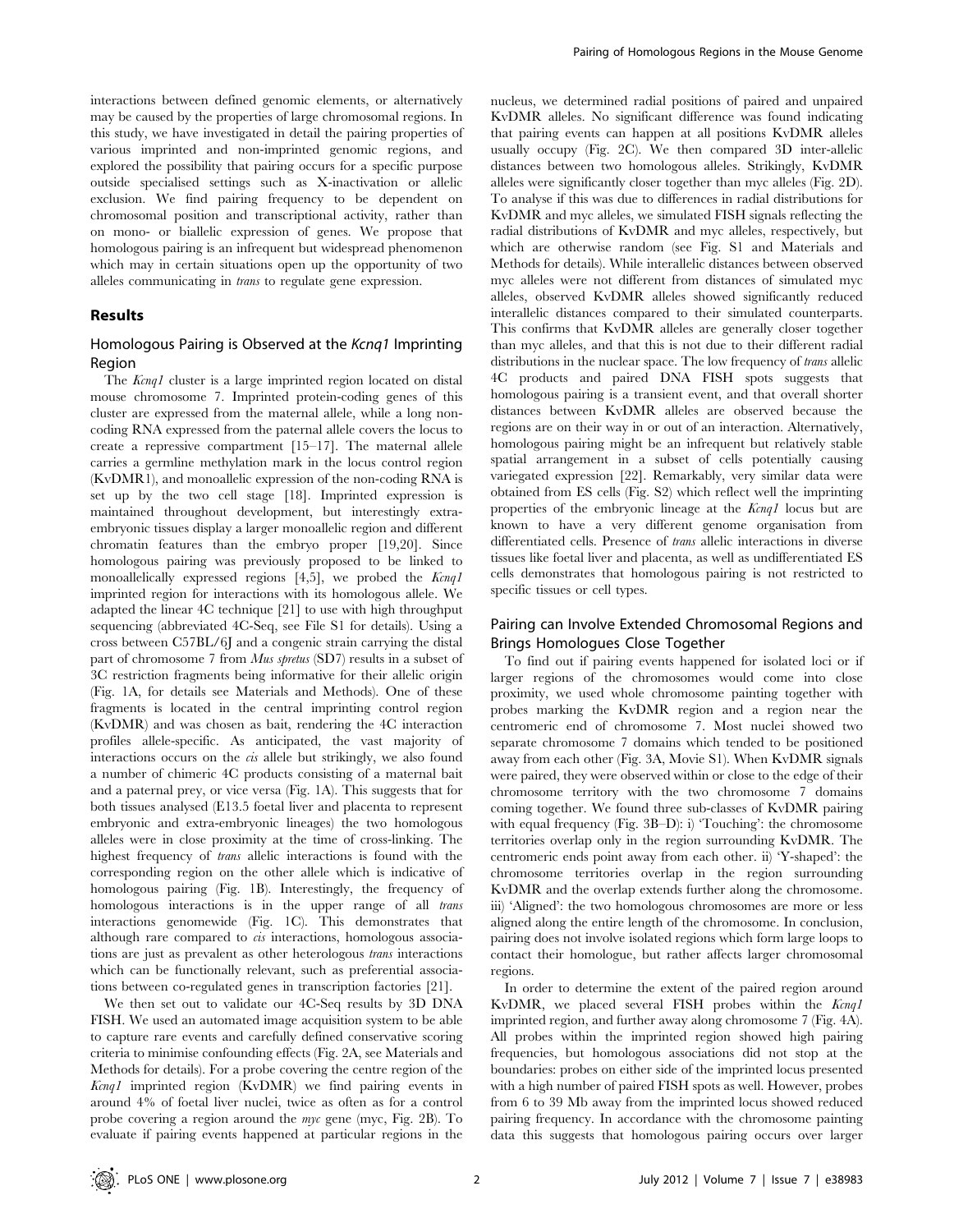interactions between defined genomic elements, or alternatively may be caused by the properties of large chromosomal regions. In this study, we have investigated in detail the pairing properties of various imprinted and non-imprinted genomic regions, and explored the possibility that pairing occurs for a specific purpose outside specialised settings such as X-inactivation or allelic exclusion. We find pairing frequency to be dependent on chromosomal position and transcriptional activity, rather than on mono- or biallelic expression of genes. We propose that homologous pairing is an infrequent but widespread phenomenon which may in certain situations open up the opportunity of two alleles communicating in *trans* to regulate gene expression.

## Results

### Homologous Pairing is Observed at the *Kcnq1* Imprinting Region

The *Kcnq1* cluster is a large imprinted region located on distal mouse chromosome 7. Imprinted protein-coding genes of this cluster are expressed from the maternal allele, while a long non-coding RNA expressed from the paternal allele covers the locus to create a repressive compartment [15–17]. The maternal allele carries a germline methylation mark in the locus control region (KvDMR1), and monoallelic expression of the non-coding RNA is set up by the two cell stage [18]. Imprinted expression is maintained throughout development, but interestingly extra-embryonic tissues display a larger monoallelic region and different chromatin features than the embryo proper [19,20]. Since homologous pairing was previously proposed to be linked to monoallelically expressed regions [4,5], we probed the *Kcnq1* imprinted region for interactions with its homologous allele. We adapted the linear 4C technique [21] to use with high throughput sequencing (abbreviated 4C-Seq, see File S1 for details). Using a cross between C57BL/6J and a congenic strain carrying the distal part of chromosome 7 from *Mus spretus* (SD7) results in a subset of 3C restriction fragments being informative for their allelic origin (Fig. 1A, for details see Materials and Methods). One of these fragments is located in the central imprinting control region (KvDMR) and was chosen as bait, rendering the 4C interaction profiles allele-specific. As anticipated, the vast majority of interactions occurs on the *cis* allele but strikingly, we also found a number of chimeric 4C products consisting of a maternal bait and a paternal prey, or vice versa (Fig. 1A). This suggests that for both tissues analysed (E13.5 foetal liver and placenta to represent embryonic and extra-embryonic lineages) the two homologous alleles were in close proximity at the time of cross-linking. The highest frequency of *trans* allelic interactions is found with the corresponding region on the other allele which is indicative of homologous pairing (Fig. 1B). Interestingly, the frequency of homologous interactions is in the upper range of all *trans* interactions genomewide (Fig. 1C). This demonstrates that although rare compared to *cis* interactions, homologous associations are just as prevalent as other heterologous *trans* interactions which can be functionally relevant, such as preferential associations between co-regulated genes in transcription factories [21].

We then set out to validate our 4C-Seq results by 3D DNA FISH. We used an automated image acquisition system to be able to capture rare events and carefully defined conservative scoring criteria to minimise confounding effects (Fig. 2A, see Materials and Methods for details). For a probe covering the centre region of the *Kcnq1* imprinted region (KvDMR) we find pairing events in around 4% of foetal liver nuclei, twice as often as for a control probe covering a region around the *myc* gene (myc, Fig. 2B). To evaluate if pairing events happened at particular regions in the nucleus, we determined radial positions of paired and unpaired KvDMR alleles. No significant difference was found indicating that pairing events can happen at all positions KvDMR alleles usually occupy (Fig. 2C). We then compared 3D inter-allelic distances between two homologous alleles. Strikingly, KvDMR alleles were significantly closer together than myc alleles (Fig. 2D). To analyse if this was due to differences in radial distributions for KvDMR and myc alleles, we simulated FISH signals reflecting the radial distributions of KvDMR and myc alleles, respectively, but which are otherwise random (see Fig. S1 and Materials and Methods for details). While interallelic distances between observed myc alleles were not different from distances of simulated myc alleles, observed KvDMR alleles showed significantly reduced interallelic distances compared to their simulated counterparts. This confirms that KvDMR alleles are generally closer together than myc alleles, and that this is not due to their different radial distributions in the nuclear space. The low frequency of *trans* allelic 4C products and paired DNA FISH spots suggests that homologous pairing is a transient event, and that overall shorter distances between KvDMR alleles are observed because the regions are on their way in or out of an interaction. Alternatively, homologous pairing might be an infrequent but relatively stable spatial arrangement in a subset of cells potentially causing variegated expression [22]. Remarkably, very similar data were obtained from ES cells (Fig. S2) which reflect well the imprinting properties of the embryonic lineage at the *Kcnq1* locus but are known to have a very different genome organisation from differentiated cells. Presence of *trans* allelic interactions in diverse tissues like foetal liver and placenta, as well as undifferentiated ES cells demonstrates that homologous pairing is not restricted to specific tissues or cell types.

### Pairing can Involve Extended Chromosomal Regions and Brings Homologues Close Together

To find out if pairing events happened for isolated loci or if larger regions of the chromosomes would come into close proximity, we used whole chromosome painting together with probes marking the KvDMR region and a region near the centromeric end of chromosome 7. Most nuclei showed two separate chromosome 7 domains which tended to be positioned away from each other (Fig. 3A, Movie S1). When KvDMR signals were paired, they were observed within or close to the edge of their chromosome territory with the two chromosome 7 domains coming together. We found three sub-classes of KvDMR pairing with equal frequency (Fig. 3B–D): i) 'Touching': the chromosome territories overlap only in the region surrounding KvDMR. The centromeric ends point away from each other. ii) 'Y-shaped': the chromosome territories overlap in the region surrounding KvDMR and the overlap extends further along the chromosome. iii) 'Aligned': the two homologous chromosomes are more or less aligned along the entire length of the chromosome. In conclusion, pairing does not involve isolated regions which form large loops to contact their homologue, but rather affects larger chromosomal regions.

In order to determine the extent of the paired region around KvDMR, we placed several FISH probes within the *Kcnq1* imprinted region, and further away along chromosome 7 (Fig. 4A). All probes within the imprinted region showed high pairing frequencies, but homologous associations did not stop at the boundaries: probes on either side of the imprinted locus presented with a high number of paired FISH spots as well. However, probes from 6 to 39 Mb away from the imprinted locus showed reduced pairing frequency. In accordance with the chromosome painting data this suggests that homologous pairing occurs over larger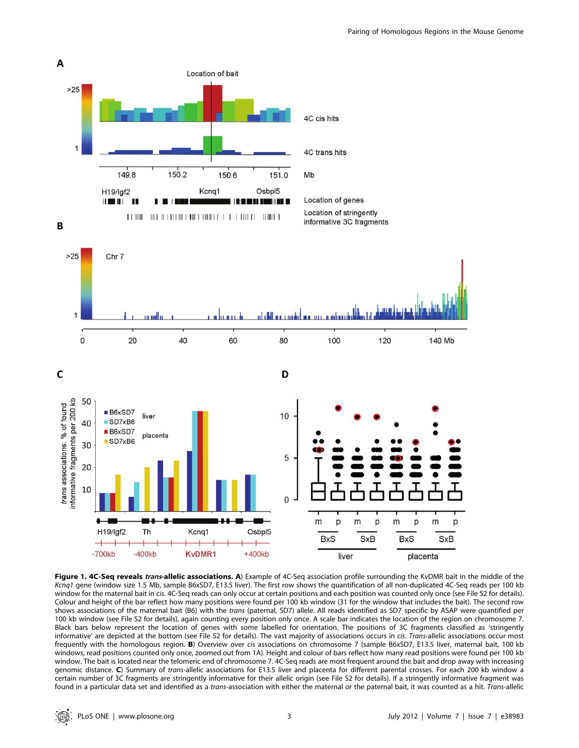A

Location of bait

>25

1

4C cis hits

4C trans hits

149.8 150.2 150.6 151.0 Mb

H19/Igf2 Kcnq1 Osbpl5

Location of genes

Location of stringently informative 3C fragments

B

>25

Chr 7

1

0 20 40 60 80 100 120 140 Mb

C

trans associations: % of found informative fragments per 200 kb

50 40 30 20 10

B6xSD7 liver
SD7xB6
B6xSD7 placenta
SD7xB6

H19/Igf2 Th Kcnq1 Osbpl5

-700kb -400kb KvDMR1 +400kb

D

10 5 0

m p m p m p m p

BxS SxB BxS SxB

liver placenta

**Figure 1. 4C-Seq reveals *trans*-allelic associations. A**) Example of 4C-Seq association profile surrounding the KvDMR bait in the middle of the *Kcnq1* gene (window size 1.5 Mb, sample B6xSD7, E13.5 liver). The first row shows the quantification of all non-duplicated 4C-Seq reads per 100 kb window for the maternal bait in *cis*. 4C-Seq reads can only occur at certain positions and each position was counted only once (see File S2 for details). Colour and height of the bar reflect how many positions were found per 100 kb window (31 for the window that includes the bait). The second row shows associations of the maternal bait (B6) with the *trans* (paternal, SD7) allele. All reads identified as SD7 specific by ASAP were quantified per 100 kb window (see File S2 for details), again counting every position only once. A scale bar indicates the location of the region on chromosome 7. Black bars below represent the location of genes with some labelled for orientation. The positions of 3C fragments classified as 'stringently informative' are depicted at the bottom (see File S2 for details). The vast majority of associations occurs in *cis*. *Trans*-allelic associations occur most frequently with the homologous region. **B**) Overview over *cis* associations on chromosome 7 (sample B6xSD7, E13.5 liver, maternal bait, 100 kb windows, read positions counted only once, zoomed out from 1A). Height and colour of bars reflect how many read positions were found per 100 kb window. The bait is located near the telomeric end of chromosome 7. 4C-Seq reads are most frequent around the bait and drop away with increasing genomic distance. **C**) Summary of *trans*-allelic associations for E13.5 liver and placenta for different parental crosses. For each 200 kb window a certain number of 3C fragments are stringently informative for their allelic origin (see File S2 for details). If a stringently informative fragment was found in a particular data set and identified as a *trans*-association with either the maternal or the paternal bait, it was counted as a hit. *Trans*-allelic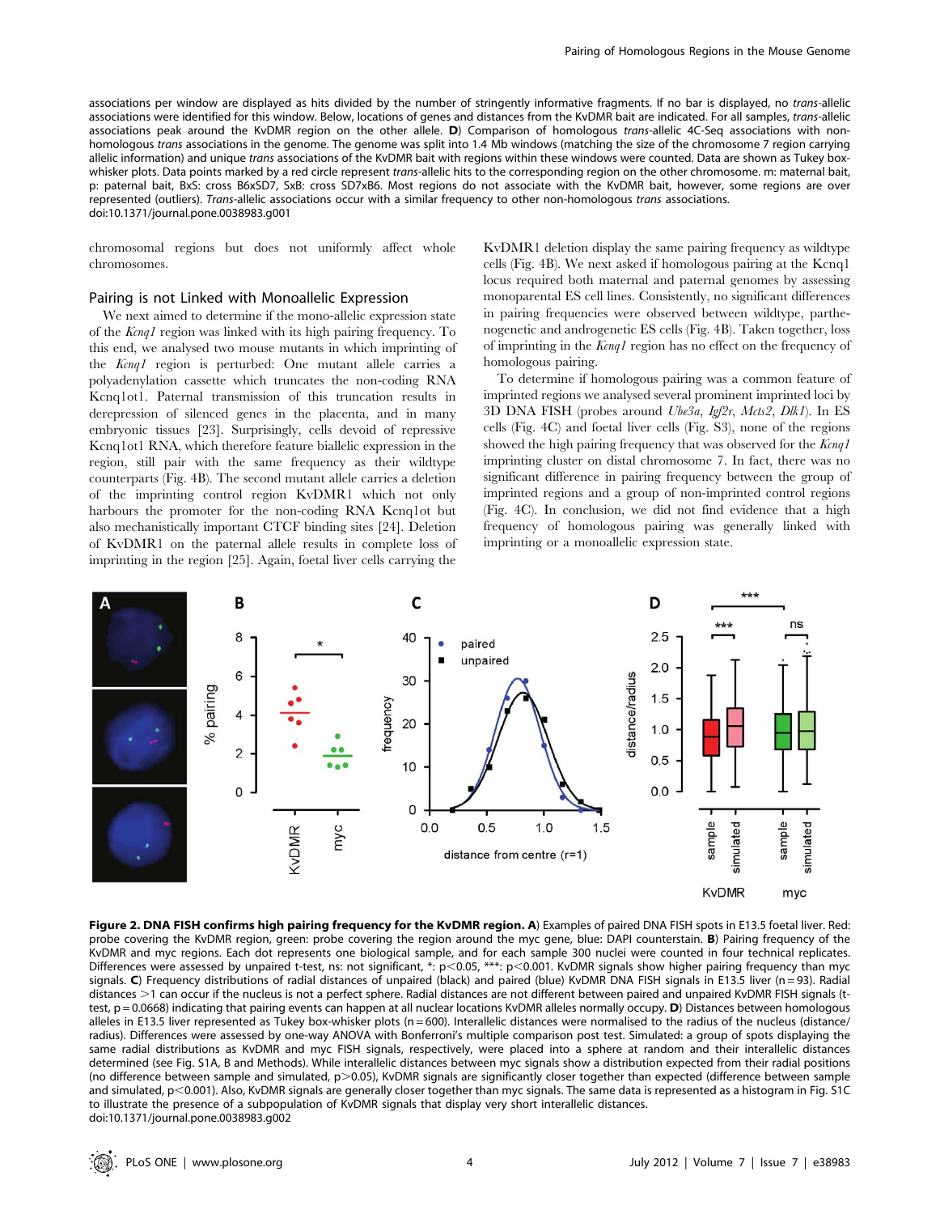associations per window are displayed as hits divided by the number of stringently informative fragments. If no bar is displayed, no *trans*-allelic associations were identified for this window. Below, locations of genes and distances from the KvDMR bait are indicated. For all samples, *trans*-allelic associations peak around the KvDMR region on the other allele. **D**) Comparison of homologous *trans*-allelic 4C-Seq associations with non-homologous *trans* associations in the genome. The genome was split into 1.4 Mb windows (matching the size of the chromosome 7 region carrying allelic information) and unique *trans* associations of the KvDMR bait with regions within these windows were counted. Data are shown as Tukey box-whisker plots. Data points marked by a red circle represent *trans*-allelic hits to the corresponding region on the other chromosome. m: maternal bait, p: paternal bait, BxS: cross B6xSD7, SxB: cross SD7xB6. Most regions do not associate with the KvDMR bait, however, some regions are over represented (outliers). *Trans*-allelic associations occur with a similar frequency to other non-homologous *trans* associations.
doi:10.1371/journal.pone.0038983.g001

chromosomal regions but does not uniformly affect whole chromosomes.

## Pairing is not Linked with Monoallelic Expression

We next aimed to determine if the mono-allelic expression state of the *Kcnq1* region was linked with its high pairing frequency. To this end, we analysed two mouse mutants in which imprinting of the *Kcnq1* region is perturbed: One mutant allele carries a polyadenylation cassette which truncates the non-coding RNA Kcnq1ot1. Paternal transmission of this truncation results in derepression of silenced genes in the placenta, and in many embryonic tissues [23]. Surprisingly, cells devoid of repressive Kcnq1ot1 RNA, which therefore feature biallelic expression in the region, still pair with the same frequency as their wildtype counterparts (Fig. 4B). The second mutant allele carries a deletion of the imprinting control region KvDMR1 which not only harbours the promoter for the non-coding RNA Kcnq1ot but also mechanistically important CTCF binding sites [24]. Deletion of KvDMR1 on the paternal allele results in complete loss of imprinting in the region [25]. Again, foetal liver cells carrying the KvDMR1 deletion display the same pairing frequency as wildtype cells (Fig. 4B). We next asked if homologous pairing at the Kcnq1 locus required both maternal and paternal genomes by assessing monoparental ES cell lines. Consistently, no significant differences in pairing frequencies were observed between wildtype, parthenogenetic and androgenetic ES cells (Fig. 4B). Taken together, loss of imprinting in the *Kcnq1* region has no effect on the frequency of homologous pairing.

To determine if homologous pairing was a common feature of imprinted regions we analysed several prominent imprinted loci by 3D DNA FISH (probes around *Ube3a*, *Igf2r*, *Mcts2*, *Dlk1*). In ES cells (Fig. 4C) and foetal liver cells (Fig. S3), none of the regions showed the high pairing frequency that was observed for the *Kcnq1* imprinting cluster on distal chromosome 7. In fact, there was no significant difference in pairing frequency between the group of imprinted regions and a group of non-imprinted control regions (Fig. 4C). In conclusion, we did not find evidence that a high frequency of homologous pairing was generally linked with imprinting or a monoallelic expression state.

A
B
C
D
8
6
4
2
0
% pairing
*
KvDMR
myc
40
30
20
10
0
frequency
paired
unpaired
0.0
0.5
1.0
1.5
distance from centre (r=1)
***
***
ns
2.5
2.0
1.5
1.0
0.5
0.0
distance/radius
sample
simulated
sample
simulated
KvDMR
myc

**Figure 2. DNA FISH confirms high pairing frequency for the KvDMR region. A**) Examples of paired DNA FISH spots in E13.5 foetal liver. Red: probe covering the KvDMR region, green: probe covering the region around the myc gene, blue: DAPI counterstain. **B**) Pairing frequency of the KvDMR and myc regions. Each dot represents one biological sample, and for each sample 300 nuclei were counted in four technical replicates. Differences were assessed by unpaired t-test, ns: not significant, *: $p<0.05$, ***: $p<0.001$. KvDMR signals show higher pairing frequency than myc signals. **C**) Frequency distributions of radial distances of unpaired (black) and paired (blue) KvDMR DNA FISH signals in E13.5 liver (n = 93). Radial distances >1 can occur if the nucleus is not a perfect sphere. Radial distances are not different between paired and unpaired KvDMR FISH signals (t-test, p = 0.0668) indicating that pairing events can happen at all nuclear locations KvDMR alleles normally occupy. **D**) Distances between homologous alleles in E13.5 liver represented as Tukey box-whisker plots (n = 600). Interallelic distances were normalised to the radius of the nucleus (distance/radius). Differences were assessed by one-way ANOVA with Bonferroni's multiple comparison post test. Simulated: a group of spots displaying the same radial distributions as KvDMR and myc FISH signals, respectively, were placed into a sphere at random and their interallelic distances determined (see Fig. S1A, B and Methods). While interallelic distances between myc signals show a distribution expected from their radial positions (no difference between sample and simulated, $p>0.05$), KvDMR signals are significantly closer together than expected (difference between sample and simulated, $p<0.001$). Also, KvDMR signals are generally closer together than myc signals. The same data is represented as a histogram in Fig. S1C to illustrate the presence of a subpopulation of KvDMR signals that display very short interallelic distances.
doi:10.1371/journal.pone.0038983.g002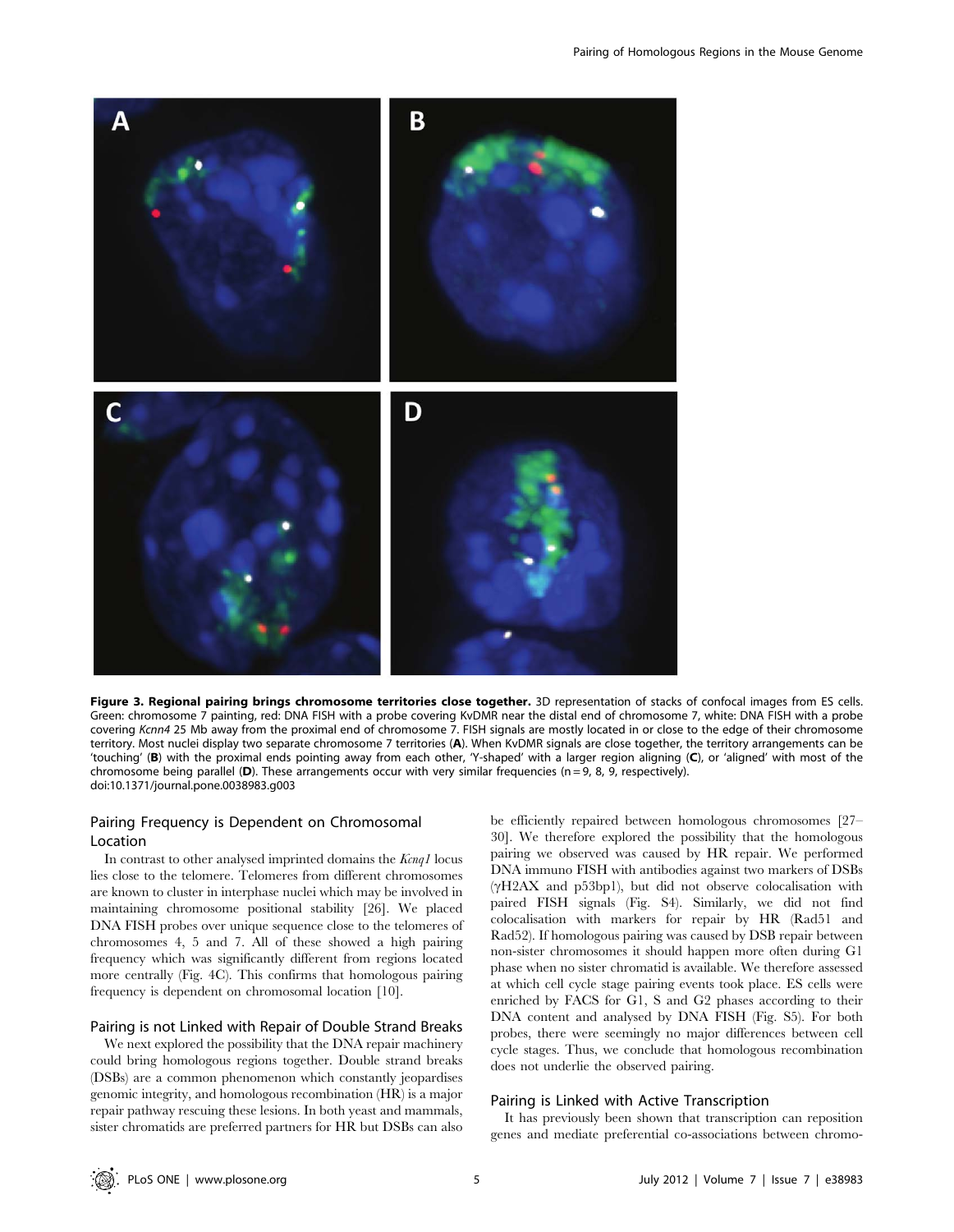**Figure 3. Regional pairing brings chromosome territories close together.** 3D representation of stacks of confocal images from ES cells. Green: chromosome 7 painting, red: DNA FISH with a probe covering KvDMR near the distal end of chromosome 7, white: DNA FISH with a probe covering *Kcnn4* 25 Mb away from the proximal end of chromosome 7. FISH signals are mostly located in or close to the edge of their chromosome territory. Most nuclei display two separate chromosome 7 territories (**A**). When KvDMR signals are close together, the territory arrangements can be 'touching' (**B**) with the proximal ends pointing away from each other, 'Y-shaped' with a larger region aligning (**C**), or 'aligned' with most of the chromosome being parallel (**D**). These arrangements occur with very similar frequencies (n = 9, 8, 9, respectively).
doi:10.1371/journal.pone.0038983.g003

## Pairing Frequency is Dependent on Chromosomal Location

In contrast to other analysed imprinted domains the *Kcnq1* locus lies close to the telomere. Telomeres from different chromosomes are known to cluster in interphase nuclei which may be involved in maintaining chromosome positional stability [26]. We placed DNA FISH probes over unique sequence close to the telomeres of chromosomes 4, 5 and 7. All of these showed a high pairing frequency which was significantly different from regions located more centrally (Fig. 4C). This confirms that homologous pairing frequency is dependent on chromosomal location [10].

## Pairing is not Linked with Repair of Double Strand Breaks

We next explored the possibility that the DNA repair machinery could bring homologous regions together. Double strand breaks (DSBs) are a common phenomenon which constantly jeopardises genomic integrity, and homologous recombination (HR) is a major repair pathway rescuing these lesions. In both yeast and mammals, sister chromatids are preferred partners for HR but DSBs can also be efficiently repaired between homologous chromosomes [27–30]. We therefore explored the possibility that the homologous pairing we observed was caused by HR repair. We performed DNA immuno FISH with antibodies against two markers of DSBs (γH2AX and p53bp1), but did not observe colocalisation with paired FISH signals (Fig. S4). Similarly, we did not find colocalisation with markers for repair by HR (Rad51 and Rad52). If homologous pairing was caused by DSB repair between non-sister chromosomes it should happen more often during G1 phase when no sister chromatid is available. We therefore assessed at which cell cycle stage pairing events took place. ES cells were enriched by FACS for G1, S and G2 phases according to their DNA content and analysed by DNA FISH (Fig. S5). For both probes, there were seemingly no major differences between cell cycle stages. Thus, we conclude that homologous recombination does not underlie the observed pairing.

## Pairing is Linked with Active Transcription

It has previously been shown that transcription can reposition genes and mediate preferential co-associations between chromo-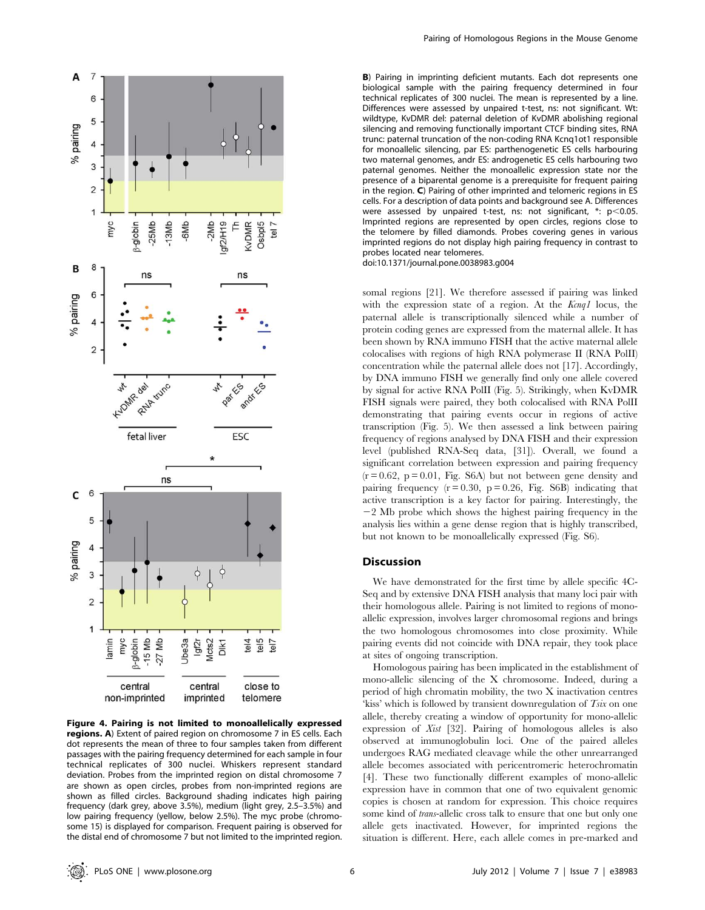A

% pairing

7
6
5
4
3
2
1

myc
β-globin
-25Mb
-13Mb
-6Mb
-2Mb
Igf2/H19
Th
KvDMR
Osbpl5
tel 7

B

% pairing

8
6
4
2

ns
ns

wt
KvDMR del
RNA trunc
wt
par ES
andr ES

fetal liver
ESC

C

% pairing

\*
ns

6
5
4
3
2
1

lamin
myc
β-globin
-15 Mb
-27 Mb
Ube3a
Igf2r
Mcts2
Dlk1
tel4
tel5
tel7

central non-imprinted
central imprinted
close to telomere

**Figure 4. Pairing is not limited to monoallelically expressed regions. A**) Extent of paired region on chromosome 7 in ES cells. Each dot represents the mean of three to four samples taken from different passages with the pairing frequency determined for each sample in four technical replicates of 300 nuclei. Whiskers represent standard deviation. Probes from the imprinted region on distal chromosome 7 are shown as open circles, probes from non-imprinted regions are shown as filled circles. Background shading indicates high pairing frequency (dark grey, above 3.5%), medium (light grey, 2.5–3.5%) and low pairing frequency (yellow, below 2.5%). The myc probe (chromosome 15) is displayed for comparison. Frequent pairing is observed for the distal end of chromosome 7 but not limited to the imprinted region. **B**) Pairing in imprinting deficient mutants. Each dot represents one biological sample with the pairing frequency determined in four technical replicates of 300 nuclei. The mean is represented by a line. Differences were assessed by unpaired t-test, ns: not significant. Wt: wildtype, KvDMR del: paternal deletion of KvDMR abolishing regional silencing and removing functionally important CTCF binding sites, RNA trunc: paternal truncation of the non-coding RNA Kcnq1ot1 responsible for monoallelic silencing, par ES: parthenogenetic ES cells harbouring two maternal genomes, andr ES: androgenetic ES cells harbouring two paternal genomes. Neither the monoallelic expression state nor the presence of a biparental genome is a prerequisite for frequent pairing in the region. **C**) Pairing of other imprinted and telomeric regions in ES cells. For a description of data points and background see A. Differences were assessed by unpaired t-test, ns: not significant, \*: $p<0.05$. Imprinted regions are represented by open circles, regions close to the telomere by filled diamonds. Probes covering genes in various imprinted regions do not display high pairing frequency in contrast to probes located near telomeres.
doi:10.1371/journal.pone.0038983.g004

somal regions [21]. We therefore assessed if pairing was linked with the expression state of a region. At the *Kcnq1* locus, the paternal allele is transcriptionally silenced while a number of protein coding genes are expressed from the maternal allele. It has been shown by RNA immuno FISH that the active maternal allele colocalises with regions of high RNA polymerase II (RNA PolII) concentration while the paternal allele does not [17]. Accordingly, by DNA immuno FISH we generally find only one allele covered by signal for active RNA PolII (Fig. 5). Strikingly, when KvDMR FISH signals were paired, they both colocalised with RNA PolII demonstrating that pairing events occur in regions of active transcription (Fig. 5). We then assessed a link between pairing frequency of regions analysed by DNA FISH and their expression level (published RNA-Seq data, [31]). Overall, we found a significant correlation between expression and pairing frequency ($r=0.62$, $p=0.01$, Fig. S6A) but not between gene density and pairing frequency ($r=0.30$, $p=0.26$, Fig. S6B) indicating that active transcription is a key factor for pairing. Interestingly, the −2 Mb probe which shows the highest pairing frequency in the analysis lies within a gene dense region that is highly transcribed, but not known to be monoallelically expressed (Fig. S6).

## Discussion

We have demonstrated for the first time by allele specific 4C-Seq and by extensive DNA FISH analysis that many loci pair with their homologous allele. Pairing is not limited to regions of mono-allelic expression, involves larger chromosomal regions and brings the two homologous chromosomes into close proximity. While pairing events did not coincide with DNA repair, they took place at sites of ongoing transcription.

Homologous pairing has been implicated in the establishment of mono-allelic silencing of the X chromosome. Indeed, during a period of high chromatin mobility, the two X inactivation centres 'kiss' which is followed by transient downregulation of *Tsix* on one allele, thereby creating a window of opportunity for mono-allelic expression of *Xist* [32]. Pairing of homologous alleles is also observed at immunoglobulin loci. One of the paired alleles undergoes RAG mediated cleavage while the other unrearranged allele becomes associated with pericentromeric heterochromatin [4]. These two functionally different examples of mono-allelic expression have in common that one of two equivalent genomic copies is chosen at random for expression. This choice requires some kind of *trans*-allelic cross talk to ensure that one but only one allele gets inactivated. However, for imprinted regions the situation is different. Here, each allele comes in pre-marked and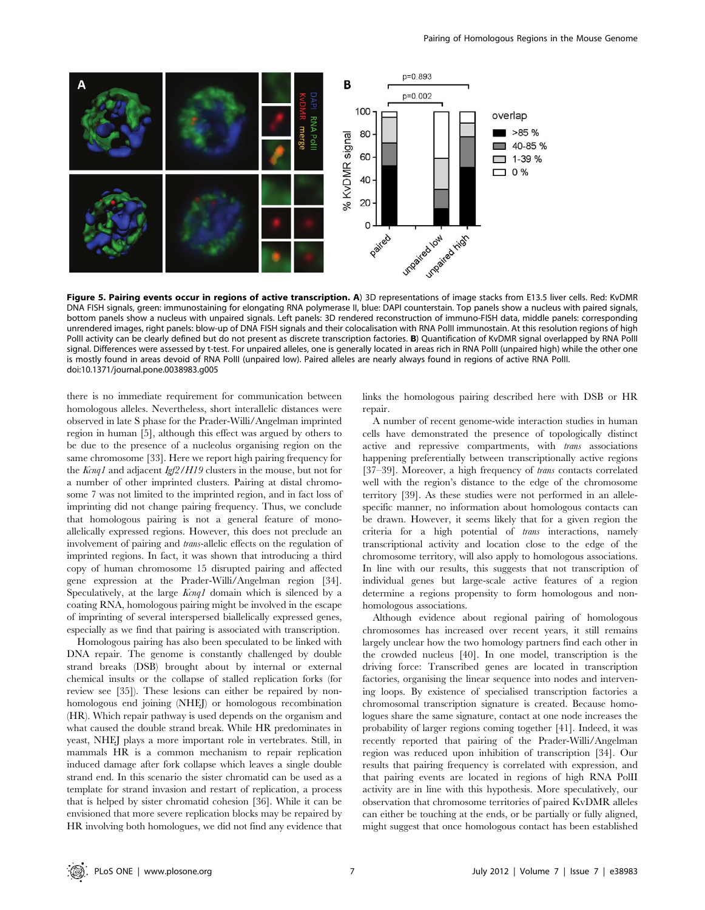A

DAPI RNA PolII
KvDMR merge

B

p=0.893

p=0.002

% KvDMR signal

100
80
60
40
20
0

paired
unpaired low
unpaired high

overlap
>85 %
40-85 %
1-39 %
0 %

**Figure 5. Pairing events occur in regions of active transcription. A**) 3D representations of image stacks from E13.5 liver cells. Red: KvDMR DNA FISH signals, green: immunostaining for elongating RNA polymerase II, blue: DAPI counterstain. Top panels show a nucleus with paired signals, bottom panels show a nucleus with unpaired signals. Left panels: 3D rendered reconstruction of immuno-FISH data, middle panels: corresponding unrendered images, right panels: blow-up of DNA FISH signals and their colocalisation with RNA PolII immunostain. At this resolution regions of high PolII activity can be clearly defined but do not present as discrete transcription factories. **B**) Quantification of KvDMR signal overlapped by RNA PolII signal. Differences were assessed by t-test. For unpaired alleles, one is generally located in areas rich in RNA PolII (unpaired high) while the other one is mostly found in areas devoid of RNA PolII (unpaired low). Paired alleles are nearly always found in regions of active RNA PolII.
doi:10.1371/journal.pone.0038983.g005

there is no immediate requirement for communication between homologous alleles. Nevertheless, short interallelic distances were observed in late S phase for the Prader-Willi/Angelman imprinted region in human [5], although this effect was argued by others to be due to the presence of a nucleolus organising region on the same chromosome [33]. Here we report high pairing frequency for the *Kcnq1* and adjacent *Igf2/H19* clusters in the mouse, but not for a number of other imprinted clusters. Pairing at distal chromosome 7 was not limited to the imprinted region, and in fact loss of imprinting did not change pairing frequency. Thus, we conclude that homologous pairing is not a general feature of monoallelically expressed regions. However, this does not preclude an involvement of pairing and *trans*-allelic effects on the regulation of imprinted regions. In fact, it was shown that introducing a third copy of human chromosome 15 disrupted pairing and affected gene expression at the Prader-Willi/Angelman region [34]. Speculatively, at the large *Kcnq1* domain which is silenced by a coating RNA, homologous pairing might be involved in the escape of imprinting of several interspersed biallelically expressed genes, especially as we find that pairing is associated with transcription.

Homologous pairing has also been speculated to be linked with DNA repair. The genome is constantly challenged by double strand breaks (DSB) brought about by internal or external chemical insults or the collapse of stalled replication forks (for review see [35]). These lesions can either be repaired by non-homologous end joining (NHEJ) or homologous recombination (HR). Which repair pathway is used depends on the organism and what caused the double strand break. While HR predominates in yeast, NHEJ plays a more important role in vertebrates. Still, in mammals HR is a common mechanism to repair replication induced damage after fork collapse which leaves a single double strand end. In this scenario the sister chromatid can be used as a template for strand invasion and restart of replication, a process that is helped by sister chromatid cohesion [36]. While it can be envisioned that more severe replication blocks may be repaired by HR involving both homologues, we did not find any evidence that links the homologous pairing described here with DSB or HR repair.

A number of recent genome-wide interaction studies in human cells have demonstrated the presence of topologically distinct active and repressive compartments, with *trans* associations happening preferentially between transcriptionally active regions [37–39]. Moreover, a high frequency of *trans* contacts correlated well with the region's distance to the edge of the chromosome territory [39]. As these studies were not performed in an allele-specific manner, no information about homologous contacts can be drawn. However, it seems likely that for a given region the criteria for a high potential of *trans* interactions, namely transcriptional activity and location close to the edge of the chromosome territory, will also apply to homologous associations. In line with our results, this suggests that not transcription of individual genes but large-scale active features of a region determine a regions propensity to form homologous and non-homologous associations.

Although evidence about regional pairing of homologous chromosomes has increased over recent years, it still remains largely unclear how the two homology partners find each other in the crowded nucleus [40]. In one model, transcription is the driving force: Transcribed genes are located in transcription factories, organising the linear sequence into nodes and intervening loops. By existence of specialised transcription factories a chromosomal transcription signature is created. Because homologues share the same signature, contact at one node increases the probability of larger regions coming together [41]. Indeed, it was recently reported that pairing of the Prader-Willi/Angelman region was reduced upon inhibition of transcription [34]. Our results that pairing frequency is correlated with expression, and that pairing events are located in regions of high RNA PolII activity are in line with this hypothesis. More speculatively, our observation that chromosome territories of paired KvDMR alleles can either be touching at the ends, or be partially or fully aligned, might suggest that once homologous contact has been established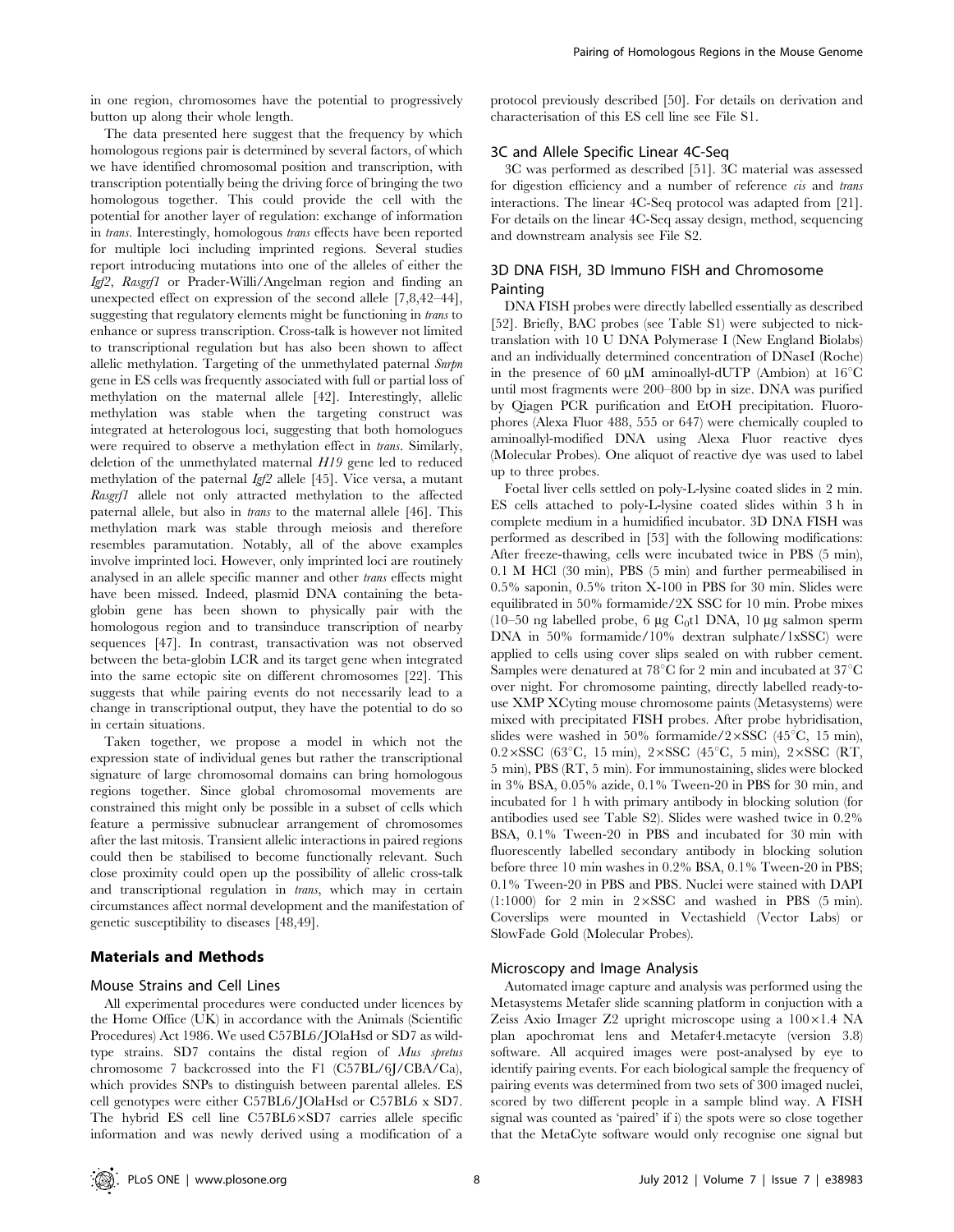in one region, chromosomes have the potential to progressively button up along their whole length.

The data presented here suggest that the frequency by which homologous regions pair is determined by several factors, of which we have identified chromosomal position and transcription, with transcription potentially being the driving force of bringing the two homologous together. This could provide the cell with the potential for another layer of regulation: exchange of information in *trans*. Interestingly, homologous *trans* effects have been reported for multiple loci including imprinted regions. Several studies report introducing mutations into one of the alleles of either the *Igf2*, *Rasgrf1* or Prader-Willi/Angelman region and finding an unexpected effect on expression of the second allele [7,8,42–44], suggesting that regulatory elements might be functioning in *trans* to enhance or supress transcription. Cross-talk is however not limited to transcriptional regulation but has also been shown to affect allelic methylation. Targeting of the unmethylated paternal *Snrpn* gene in ES cells was frequently associated with full or partial loss of methylation on the maternal allele [42]. Interestingly, allelic methylation was stable when the targeting construct was integrated at heterologous loci, suggesting that both homologues were required to observe a methylation effect in *trans*. Similarly, deletion of the unmethylated maternal *H19* gene led to reduced methylation of the paternal *Igf2* allele [45]. Vice versa, a mutant *Rasgrf1* allele not only attracted methylation to the affected paternal allele, but also in *trans* to the maternal allele [46]. This methylation mark was stable through meiosis and therefore resembles paramutation. Notably, all of the above examples involve imprinted loci. However, only imprinted loci are routinely analysed in an allele specific manner and other *trans* effects might have been missed. Indeed, plasmid DNA containing the beta-globin gene has been shown to physically pair with the homologous region and to transinduce transcription of nearby sequences [47]. In contrast, transactivation was not observed between the beta-globin LCR and its target gene when integrated into the same ectopic site on different chromosomes [22]. This suggests that while pairing events do not necessarily lead to a change in transcriptional output, they have the potential to do so in certain situations.

Taken together, we propose a model in which not the expression state of individual genes but rather the transcriptional signature of large chromosomal domains can bring homologous regions together. Since global chromosomal movements are constrained this might only be possible in a subset of cells which feature a permissive subnuclear arrangement of chromosomes after the last mitosis. Transient allelic interactions in paired regions could then be stabilised to become functionally relevant. Such close proximity could open up the possibility of allelic cross-talk and transcriptional regulation in *trans*, which may in certain circumstances affect normal development and the manifestation of genetic susceptibility to diseases [48,49].

## Materials and Methods

### Mouse Strains and Cell Lines

All experimental procedures were conducted under licences by the Home Office (UK) in accordance with the Animals (Scientific Procedures) Act 1986. We used C57BL6/JOlaHsd or SD7 as wild-type strains. SD7 contains the distal region of *Mus spretus* chromosome 7 backcrossed into the F1 (C57BL/6J/CBA/Ca), which provides SNPs to distinguish between parental alleles. ES cell genotypes were either C57BL6/JOlaHsd or C57BL6 x SD7. The hybrid ES cell line C57BL6×SD7 carries allele specific information and was newly derived using a modification of a protocol previously described [50]. For details on derivation and characterisation of this ES cell line see File S1.

### 3C and Allele Specific Linear 4C-Seq

3C was performed as described [51]. 3C material was assessed for digestion efficiency and a number of reference *cis* and *trans* interactions. The linear 4C-Seq protocol was adapted from [21]. For details on the linear 4C-Seq assay design, method, sequencing and downstream analysis see File S2.

### 3D DNA FISH, 3D Immuno FISH and Chromosome Painting

DNA FISH probes were directly labelled essentially as described [52]. Briefly, BAC probes (see Table S1) were subjected to nick-translation with 10 U DNA Polymerase I (New England Biolabs) and an individually determined concentration of DNaseI (Roche) in the presence of 60 µM aminoallyl-dUTP (Ambion) at 16°C until most fragments were 200–800 bp in size. DNA was purified by Qiagen PCR purification and EtOH precipitation. Fluorophores (Alexa Fluor 488, 555 or 647) were chemically coupled to aminoallyl-modified DNA using Alexa Fluor reactive dyes (Molecular Probes). One aliquot of reactive dye was used to label up to three probes.

Foetal liver cells settled on poly-L-lysine coated slides in 2 min. ES cells attached to poly-L-lysine coated slides within 3 h in complete medium in a humidified incubator. 3D DNA FISH was performed as described in [53] with the following modifications: After freeze-thawing, cells were incubated twice in PBS (5 min), 0.1 M HCl (30 min), PBS (5 min) and further permeabilised in 0.5% saponin, 0.5% triton X-100 in PBS for 30 min. Slides were equilibrated in 50% formamide/2X SSC for 10 min. Probe mixes (10–50 ng labelled probe, 6 µg $C_0t1$ DNA, 10 µg salmon sperm DNA in 50% formamide/10% dextran sulphate/1xSSC) were applied to cells using cover slips sealed on with rubber cement. Samples were denatured at 78°C for 2 min and incubated at 37°C over night. For chromosome painting, directly labelled ready-to-use XMP XCyting mouse chromosome paints (Metasystems) were mixed with precipitated FISH probes. After probe hybridisation, slides were washed in 50% formamide/2×SSC (45°C, 15 min), 0.2×SSC (63°C, 15 min), 2×SSC (45°C, 5 min), 2×SSC (RT, 5 min), PBS (RT, 5 min). For immunostaining, slides were blocked in 3% BSA, 0.05% azide, 0.1% Tween-20 in PBS for 30 min, and incubated for 1 h with primary antibody in blocking solution (for antibodies used see Table S2). Slides were washed twice in 0.2% BSA, 0.1% Tween-20 in PBS and incubated for 30 min with fluorescently labelled secondary antibody in blocking solution before three 10 min washes in 0.2% BSA, 0.1% Tween-20 in PBS; 0.1% Tween-20 in PBS and PBS. Nuclei were stained with DAPI (1:1000) for 2 min in 2×SSC and washed in PBS (5 min). Coverslips were mounted in Vectashield (Vector Labs) or SlowFade Gold (Molecular Probes).

### Microscopy and Image Analysis

Automated image capture and analysis was performed using the Metasystems Metafer slide scanning platform in conjuction with a Zeiss Axio Imager Z2 upright microscope using a 100×1.4 NA plan apochromat lens and Metafer4.metacyte (version 3.8) software. All acquired images were post-analysed by eye to identify pairing events. For each biological sample the frequency of pairing events was determined from two sets of 300 imaged nuclei, scored by two different people in a sample blind way. A FISH signal was counted as 'paired' if i) the spots were so close together that the MetaCyte software would only recognise one signal but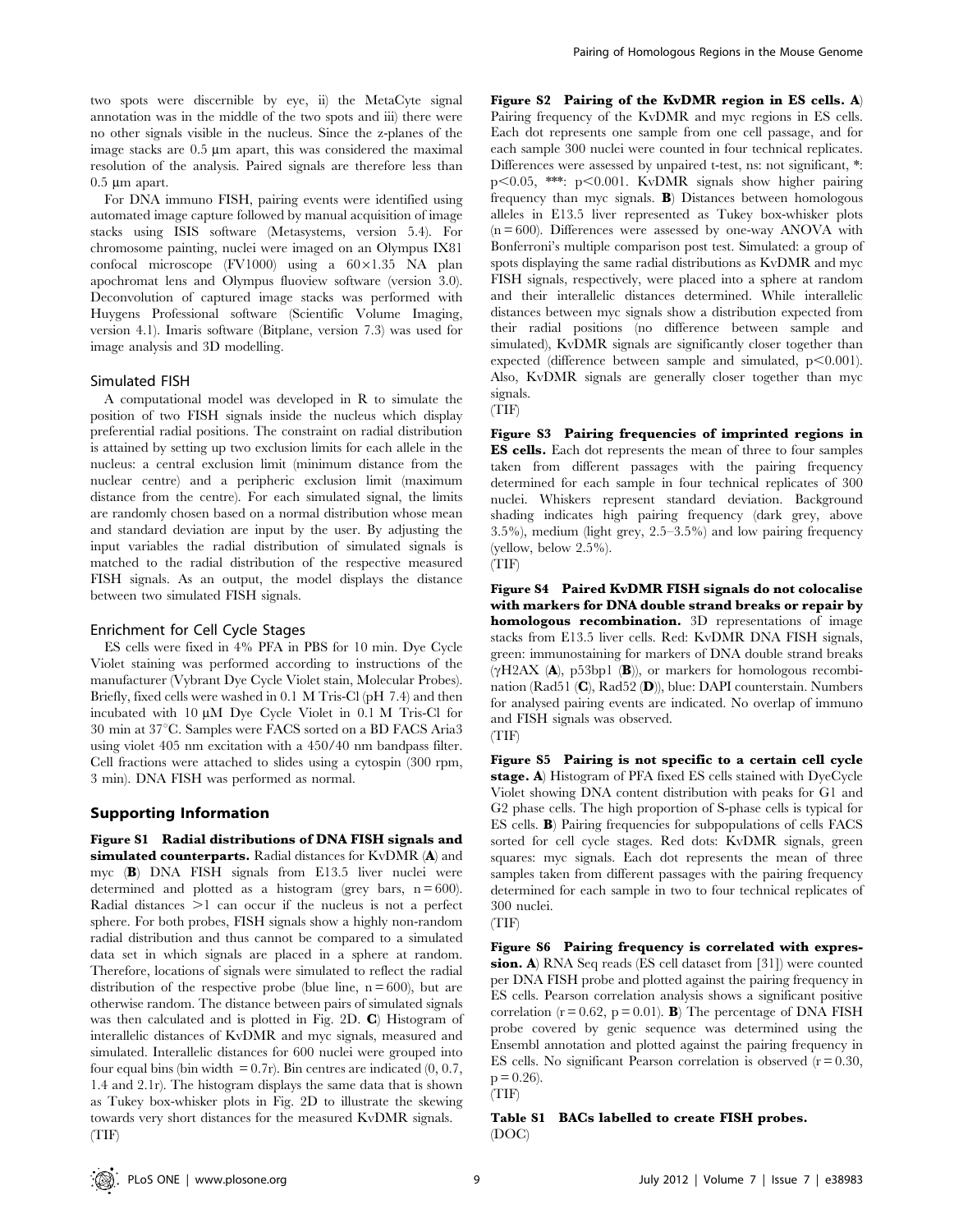two spots were discernible by eye, ii) the MetaCyte signal annotation was in the middle of the two spots and iii) there were no other signals visible in the nucleus. Since the z-planes of the image stacks are 0.5 µm apart, this was considered the maximal resolution of the analysis. Paired signals are therefore less than 0.5 µm apart.

For DNA immuno FISH, pairing events were identified using automated image capture followed by manual acquisition of image stacks using ISIS software (Metasystems, version 5.4). For chromosome painting, nuclei were imaged on an Olympus IX81 confocal microscope (FV1000) using a 60×1.35 NA plan apochromat lens and Olympus fluoview software (version 3.0). Deconvolution of captured image stacks was performed with Huygens Professional software (Scientific Volume Imaging, version 4.1). Imaris software (Bitplane, version 7.3) was used for image analysis and 3D modelling.

### Simulated FISH

A computational model was developed in R to simulate the position of two FISH signals inside the nucleus which display preferential radial positions. The constraint on radial distribution is attained by setting up two exclusion limits for each allele in the nucleus: a central exclusion limit (minimum distance from the nuclear centre) and a peripheric exclusion limit (maximum distance from the centre). For each simulated signal, the limits are randomly chosen based on a normal distribution whose mean and standard deviation are input by the user. By adjusting the input variables the radial distribution of simulated signals is matched to the radial distribution of the respective measured FISH signals. As an output, the model displays the distance between two simulated FISH signals.

### Enrichment for Cell Cycle Stages

ES cells were fixed in 4% PFA in PBS for 10 min. Dye Cycle Violet staining was performed according to instructions of the manufacturer (Vybrant Dye Cycle Violet stain, Molecular Probes). Briefly, fixed cells were washed in 0.1 M Tris-Cl (pH 7.4) and then incubated with 10 µM Dye Cycle Violet in 0.1 M Tris-Cl for 30 min at 37°C. Samples were FACS sorted on a BD FACS Aria3 using violet 405 nm excitation with a 450/40 nm bandpass filter. Cell fractions were attached to slides using a cytospin (300 rpm, 3 min). DNA FISH was performed as normal.

## Supporting Information

**Figure S1 Radial distributions of DNA FISH signals and simulated counterparts.** Radial distances for KvDMR (**A**) and myc (**B**) DNA FISH signals from E13.5 liver nuclei were determined and plotted as a histogram (grey bars, n = 600). Radial distances >1 can occur if the nucleus is not a perfect sphere. For both probes, FISH signals show a highly non-random radial distribution and thus cannot be compared to a simulated data set in which signals are placed in a sphere at random. Therefore, locations of signals were simulated to reflect the radial distribution of the respective probe (blue line, n = 600), but are otherwise random. The distance between pairs of simulated signals was then calculated and is plotted in Fig. 2D. **C**) Histogram of interallelic distances of KvDMR and myc signals, measured and simulated. Interallelic distances for 600 nuclei were grouped into four equal bins (bin width = 0.7r). Bin centres are indicated (0, 0.7, 1.4 and 2.1r). The histogram displays the same data that is shown as Tukey box-whisker plots in Fig. 2D to illustrate the skewing towards very short distances for the measured KvDMR signals.
(TIF)

**Figure S2 Pairing of the KvDMR region in ES cells. A**) Pairing frequency of the KvDMR and myc regions in ES cells. Each dot represents one sample from one cell passage, and for each sample 300 nuclei were counted in four technical replicates. Differences were assessed by unpaired t-test, ns: not significant, *: $p<0.05$, ***: $p<0.001$. KvDMR signals show higher pairing frequency than myc signals. **B**) Distances between homologous alleles in E13.5 liver represented as Tukey box-whisker plots (n = 600). Differences were assessed by one-way ANOVA with Bonferroni's multiple comparison post test. Simulated: a group of spots displaying the same radial distributions as KvDMR and myc FISH signals, respectively, were placed into a sphere at random and their interallelic distances determined. While interallelic distances between myc signals show a distribution expected from their radial positions (no difference between sample and simulated), KvDMR signals are significantly closer together than expected (difference between sample and simulated, $p<0.001$). Also, KvDMR signals are generally closer together than myc signals.
(TIF)

**Figure S3 Pairing frequencies of imprinted regions in ES cells.** Each dot represents the mean of three to four samples taken from different passages with the pairing frequency determined for each sample in four technical replicates of 300 nuclei. Whiskers represent standard deviation. Background shading indicates high pairing frequency (dark grey, above 3.5%), medium (light grey, 2.5–3.5%) and low pairing frequency (yellow, below 2.5%).
(TIF)

**Figure S4 Paired KvDMR FISH signals do not colocalise with markers for DNA double strand breaks or repair by homologous recombination.** 3D representations of image stacks from E13.5 liver cells. Red: KvDMR DNA FISH signals, green: immunostaining for markers of DNA double strand breaks (γH2AX (**A**), p53bp1 (**B**)), or markers for homologous recombination (Rad51 (**C**), Rad52 (**D**)), blue: DAPI counterstain. Numbers for analysed pairing events are indicated. No overlap of immuno and FISH signals was observed.
(TIF)

**Figure S5 Pairing is not specific to a certain cell cycle stage. A**) Histogram of PFA fixed ES cells stained with DyeCycle Violet showing DNA content distribution with peaks for G1 and G2 phase cells. The high proportion of S-phase cells is typical for ES cells. **B**) Pairing frequencies for subpopulations of cells FACS sorted for cell cycle stages. Red dots: KvDMR signals, green squares: myc signals. Each dot represents the mean of three samples taken from different passages with the pairing frequency determined for each sample in two to four technical replicates of 300 nuclei.
(TIF)

**Figure S6 Pairing frequency is correlated with expression. A**) RNA Seq reads (ES cell dataset from [31]) were counted per DNA FISH probe and plotted against the pairing frequency in ES cells. Pearson correlation analysis shows a significant positive correlation ($r = 0.62$, $p = 0.01$). **B**) The percentage of DNA FISH probe covered by genic sequence was determined using the Ensembl annotation and plotted against the pairing frequency in ES cells. No significant Pearson correlation is observed ($r = 0.30$, $p = 0.26$).
(TIF)

**Table S1 BACs labelled to create FISH probes.**
(DOC)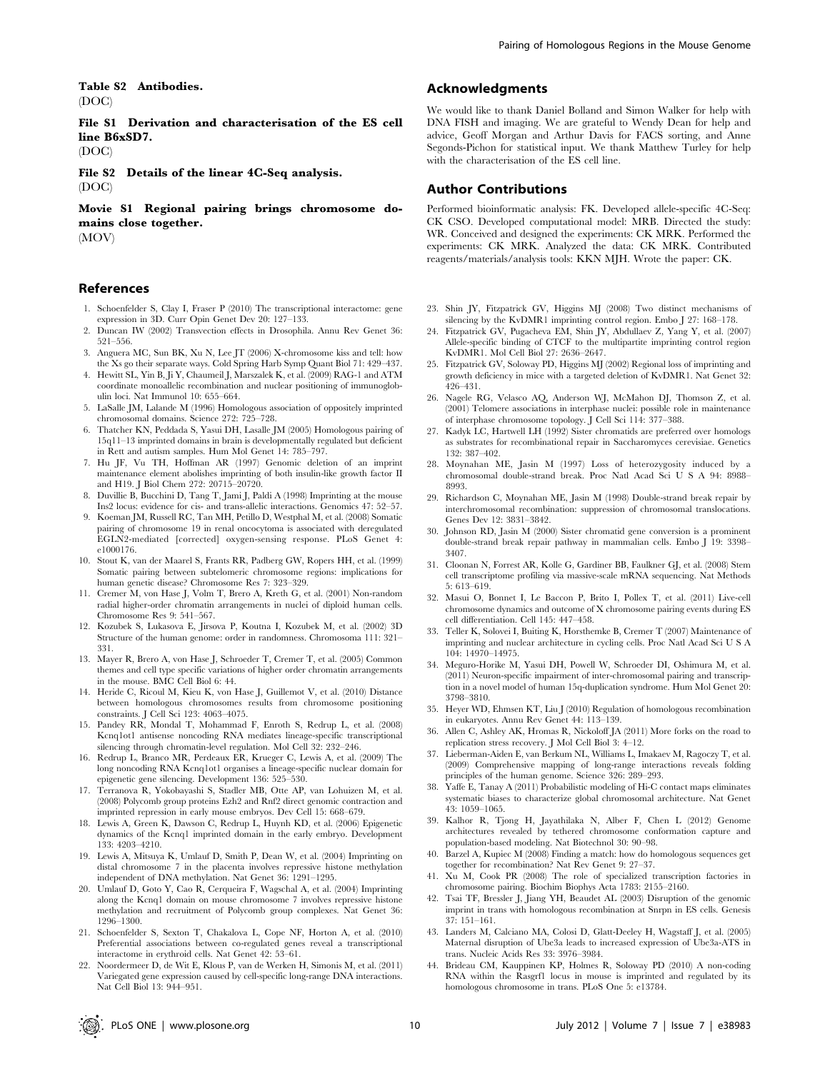**Table S2 Antibodies.**
(DOC)

**File S1 Derivation and characterisation of the ES cell line B6xSD7.**
(DOC)

**File S2 Details of the linear 4C-Seq analysis.**
(DOC)

**Movie S1 Regional pairing brings chromosome domains close together.**
(MOV)

## Acknowledgments

We would like to thank Daniel Bolland and Simon Walker for help with DNA FISH and imaging. We are grateful to Wendy Dean for help and advice, Geoff Morgan and Arthur Davis for FACS sorting, and Anne Segonds-Pichon for statistical input. We thank Matthew Turley for help with the characterisation of the ES cell line.

## Author Contributions

Performed bioinformatic analysis: FK. Developed allele-specific 4C-Seq: CK CSO. Developed computational model: MRB. Directed the study: WR. Conceived and designed the experiments: CK MRK. Performed the experiments: CK MRK. Analyzed the data: CK MRK. Contributed reagents/materials/analysis tools: KKN MJH. Wrote the paper: CK.

## References

1. Schoenfelder S, Clay I, Fraser P (2010) The transcriptional interactome: gene expression in 3D. Curr Opin Genet Dev 20: 127–133.
2. Duncan IW (2002) Transvection effects in Drosophila. Annu Rev Genet 36: 521–556.
3. Anguera MC, Sun BK, Xu N, Lee JT (2006) X-chromosome kiss and tell: how the Xs go their separate ways. Cold Spring Harb Symp Quant Biol 71: 429–437.
4. Hewitt SL, Yin B, Ji Y, Chaumeil J, Marszalek K, et al. (2009) RAG-1 and ATM coordinate monoallelic recombination and nuclear positioning of immunoglobulin loci. Nat Immunol 10: 655–664.
5. LaSalle JM, Lalande M (1996) Homologous association of oppositely imprinted chromosomal domains. Science 272: 725–728.
6. Thatcher KN, Peddada S, Yasui DH, Lasalle JM (2005) Homologous pairing of 15q11–13 imprinted domains in brain is developmentally regulated but deficient in Rett and autism samples. Hum Mol Genet 14: 785–797.
7. Hu JF, Vu TH, Hoffman AR (1997) Genomic deletion of an imprint maintenance element abolishes imprinting of both insulin-like growth factor II and H19. J Biol Chem 272: 20715–20720.
8. Duvillie B, Bucchini D, Tang T, Jami J, Paldi A (1998) Imprinting at the mouse Ins2 locus: evidence for cis- and trans-allelic interactions. Genomics 47: 52–57.
9. Koeman JM, Russell RC, Tan MH, Petillo D, Westphal M, et al. (2008) Somatic pairing of chromosome 19 in renal oncocytoma is associated with deregulated EGLN2-mediated [corrected] oxygen-sensing response. PLoS Genet 4: e1000176.
10. Stout K, van der Maarel S, Frants RR, Padberg GW, Ropers HH, et al. (1999) Somatic pairing between subtelomeric chromosome regions: implications for human genetic disease? Chromosome Res 7: 323–329.
11. Cremer M, von Hase J, Volm T, Brero A, Kreth G, et al. (2001) Non-random radial higher-order chromatin arrangements in nuclei of diploid human cells. Chromosome Res 9: 541–567.
12. Kozubek S, Lukasova E, Jirsova P, Koutna I, Kozubek M, et al. (2002) 3D Structure of the human genome: order in randomness. Chromosoma 111: 321–331.
13. Mayer R, Brero A, von Hase J, Schroeder T, Cremer T, et al. (2005) Common themes and cell type specific variations of higher order chromatin arrangements in the mouse. BMC Cell Biol 6: 44.
14. Heride C, Ricoul M, Kieu K, von Hase J, Guillemot V, et al. (2010) Distance between homologous chromosomes results from chromosome positioning constraints. J Cell Sci 123: 4063–4075.
15. Pandey RR, Mondal T, Mohammad F, Enroth S, Redrup L, et al. (2008) Kcnq1ot1 antisense noncoding RNA mediates lineage-specific transcriptional silencing through chromatin-level regulation. Mol Cell 32: 232–246.
16. Redrup L, Branco MR, Perdeaux ER, Krueger C, Lewis A, et al. (2009) The long noncoding RNA Kcnq1ot1 organises a lineage-specific nuclear domain for epigenetic gene silencing. Development 136: 525–530.
17. Terranova R, Yokobayashi S, Stadler MB, Otte AP, van Lohuizen M, et al. (2008) Polycomb group proteins Ezh2 and Rnf2 direct genomic contraction and imprinted repression in early mouse embryos. Dev Cell 15: 668–679.
18. Lewis A, Green K, Dawson C, Redrup L, Huynh KD, et al. (2006) Epigenetic dynamics of the Kcnq1 imprinted domain in the early embryo. Development 133: 4203–4210.
19. Lewis A, Mitsuya K, Umlauf D, Smith P, Dean W, et al. (2004) Imprinting on distal chromosome 7 in the placenta involves repressive histone methylation independent of DNA methylation. Nat Genet 36: 1291–1295.
20. Umlauf D, Goto Y, Cao R, Cerqueira F, Wagschal A, et al. (2004) Imprinting along the Kcnq1 domain on mouse chromosome 7 involves repressive histone methylation and recruitment of Polycomb group complexes. Nat Genet 36: 1296–1300.
21. Schoenfelder S, Sexton T, Chakalova L, Cope NF, Horton A, et al. (2010) Preferential associations between co-regulated genes reveal a transcriptional interactome in erythroid cells. Nat Genet 42: 53–61.
22. Noordermeer D, de Wit E, Klous P, van de Werken H, Simonis M, et al. (2011) Variegated gene expression caused by cell-specific long-range DNA interactions. Nat Cell Biol 13: 944–951.
23. Shin JY, Fitzpatrick GV, Higgins MJ (2008) Two distinct mechanisms of silencing by the KvDMR1 imprinting control region. Embo J 27: 168–178.
24. Fitzpatrick GV, Pugacheva EM, Shin JY, Abdullaev Z, Yang Y, et al. (2007) Allele-specific binding of CTCF to the multipartite imprinting control region KvDMR1. Mol Cell Biol 27: 2636–2647.
25. Fitzpatrick GV, Soloway PD, Higgins MJ (2002) Regional loss of imprinting and growth deficiency in mice with a targeted deletion of KvDMR1. Nat Genet 32: 426–431.
26. Nagele RG, Velasco AQ, Anderson WJ, McMahon DJ, Thomson Z, et al. (2001) Telomere associations in interphase nuclei: possible role in maintenance of interphase chromosome topology. J Cell Sci 114: 377–388.
27. Kadyk LC, Hartwell LH (1992) Sister chromatids are preferred over homologs as substrates for recombinational repair in Saccharomyces cerevisiae. Genetics 132: 387–402.
28. Moynahan ME, Jasin M (1997) Loss of heterozygosity induced by a chromosomal double-strand break. Proc Natl Acad Sci U S A 94: 8988–8993.
29. Richardson C, Moynahan ME, Jasin M (1998) Double-strand break repair by interchromosomal recombination: suppression of chromosomal translocations. Genes Dev 12: 3831–3842.
30. Johnson RD, Jasin M (2000) Sister chromatid gene conversion is a prominent double-strand break repair pathway in mammalian cells. Embo J 19: 3398–3407.
31. Cloonan N, Forrest AR, Kolle G, Gardiner BB, Faulkner GJ, et al. (2008) Stem cell transcriptome profiling via massive-scale mRNA sequencing. Nat Methods 5: 613–619.
32. Masui O, Bonnet I, Le Baccon P, Brito I, Pollex T, et al. (2011) Live-cell chromosome dynamics and outcome of X chromosome pairing events during ES cell differentiation. Cell 145: 447–458.
33. Teller K, Solovei I, Buiting K, Horsthemke B, Cremer T (2007) Maintenance of imprinting and nuclear architecture in cycling cells. Proc Natl Acad Sci U S A 104: 14970–14975.
34. Meguro-Horike M, Yasui DH, Powell W, Schroeder DI, Oshimura M, et al. (2011) Neuron-specific impairment of inter-chromosomal pairing and transcription in a novel model of human 15q-duplication syndrome. Hum Mol Genet 20: 3798–3810.
35. Heyer WD, Ehmsen KT, Liu J (2010) Regulation of homologous recombination in eukaryotes. Annu Rev Genet 44: 113–139.
36. Allen C, Ashley AK, Hromas R, Nickoloff JA (2011) More forks on the road to replication stress recovery. J Mol Cell Biol 3: 4–12.
37. Lieberman-Aiden E, van Berkum NL, Williams L, Imakaev M, Ragoczy T, et al. (2009) Comprehensive mapping of long-range interactions reveals folding principles of the human genome. Science 326: 289–293.
38. Yaffe E, Tanay A (2011) Probabilistic modeling of Hi-C contact maps eliminates systematic biases to characterize global chromosomal architecture. Nat Genet 43: 1059–1065.
39. Kalhor R, Tjong H, Jayathilaka N, Alber F, Chen L (2012) Genome architectures revealed by tethered chromosome conformation capture and population-based modeling. Nat Biotechnol 30: 90–98.
40. Barzel A, Kupiec M (2008) Finding a match: how do homologous sequences get together for recombination? Nat Rev Genet 9: 27–37.
41. Xu M, Cook PR (2008) The role of specialized transcription factories in chromosome pairing. Biochim Biophys Acta 1783: 2155–2160.
42. Tsai TF, Bressler J, Jiang YH, Beaudet AL (2003) Disruption of the genomic imprint in trans with homologous recombination at Snrpn in ES cells. Genesis 37: 151–161.
43. Landers M, Calciano MA, Colosi D, Glatt-Deeley H, Wagstaff J, et al. (2005) Maternal disruption of Ube3a leads to increased expression of Ube3a-ATS in trans. Nucleic Acids Res 33: 3976–3984.
44. Brideau CM, Kauppinen KP, Holmes R, Soloway PD (2010) A non-coding RNA within the Rasgrf1 locus in mouse is imprinted and regulated by its homologous chromosome in trans. PLoS One 5: e13784.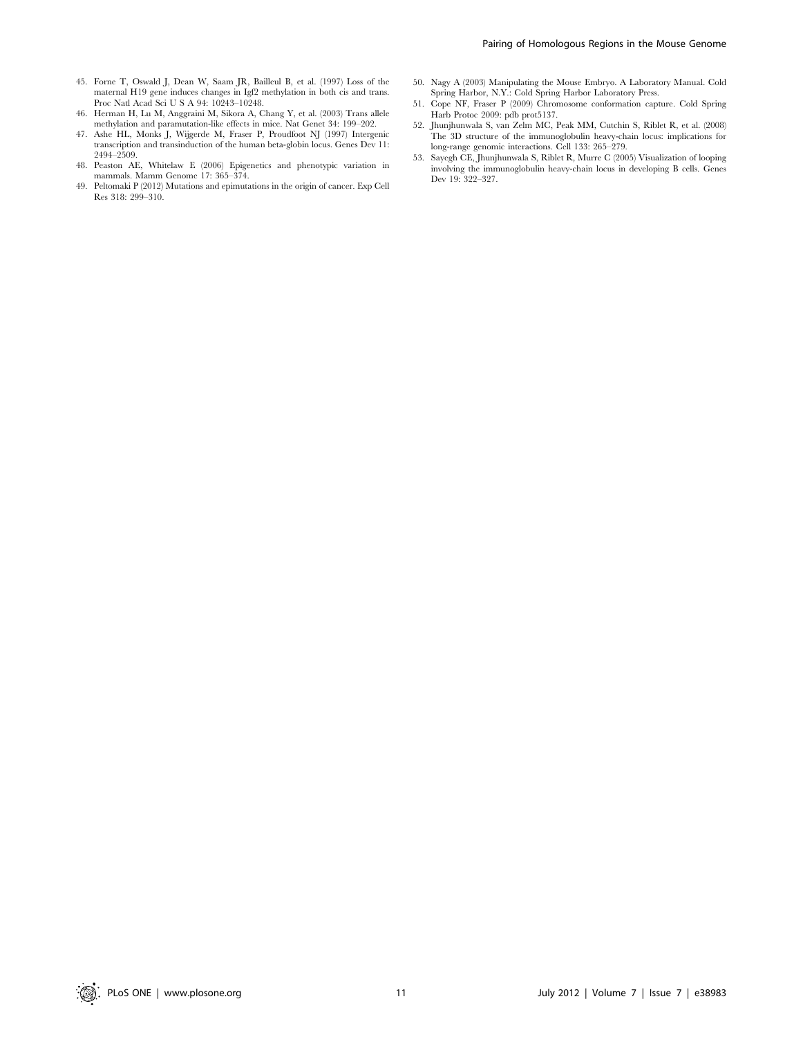45. Forne T, Oswald J, Dean W, Saam JR, Bailleul B, et al. (1997) Loss of the maternal H19 gene induces changes in Igf2 methylation in both cis and trans. Proc Natl Acad Sci U S A 94: 10243–10248.
46. Herman H, Lu M, Anggraini M, Sikora A, Chang Y, et al. (2003) Trans allele methylation and paramutation-like effects in mice. Nat Genet 34: 199–202.
47. Ashe HL, Monks J, Wijgerde M, Fraser P, Proudfoot NJ (1997) Intergenic transcription and transinduction of the human beta-globin locus. Genes Dev 11: 2494–2509.
48. Peaston AE, Whitelaw E (2006) Epigenetics and phenotypic variation in mammals. Mamm Genome 17: 365–374.
49. Peltomaki P (2012) Mutations and epimutations in the origin of cancer. Exp Cell Res 318: 299–310.
50. Nagy A (2003) Manipulating the Mouse Embryo. A Laboratory Manual. Cold Spring Harbor, N.Y.: Cold Spring Harbor Laboratory Press.
51. Cope NF, Fraser P (2009) Chromosome conformation capture. Cold Spring Harb Protoc 2009: pdb prot5137.
52. Jhunjhunwala S, van Zelm MC, Peak MM, Cutchin S, Riblet R, et al. (2008) The 3D structure of the immunoglobulin heavy-chain locus: implications for long-range genomic interactions. Cell 133: 265–279.
53. Sayegh CE, Jhunjhunwala S, Riblet R, Murre C (2005) Visualization of looping involving the immunoglobulin heavy-chain locus in developing B cells. Genes Dev 19: 322–327.